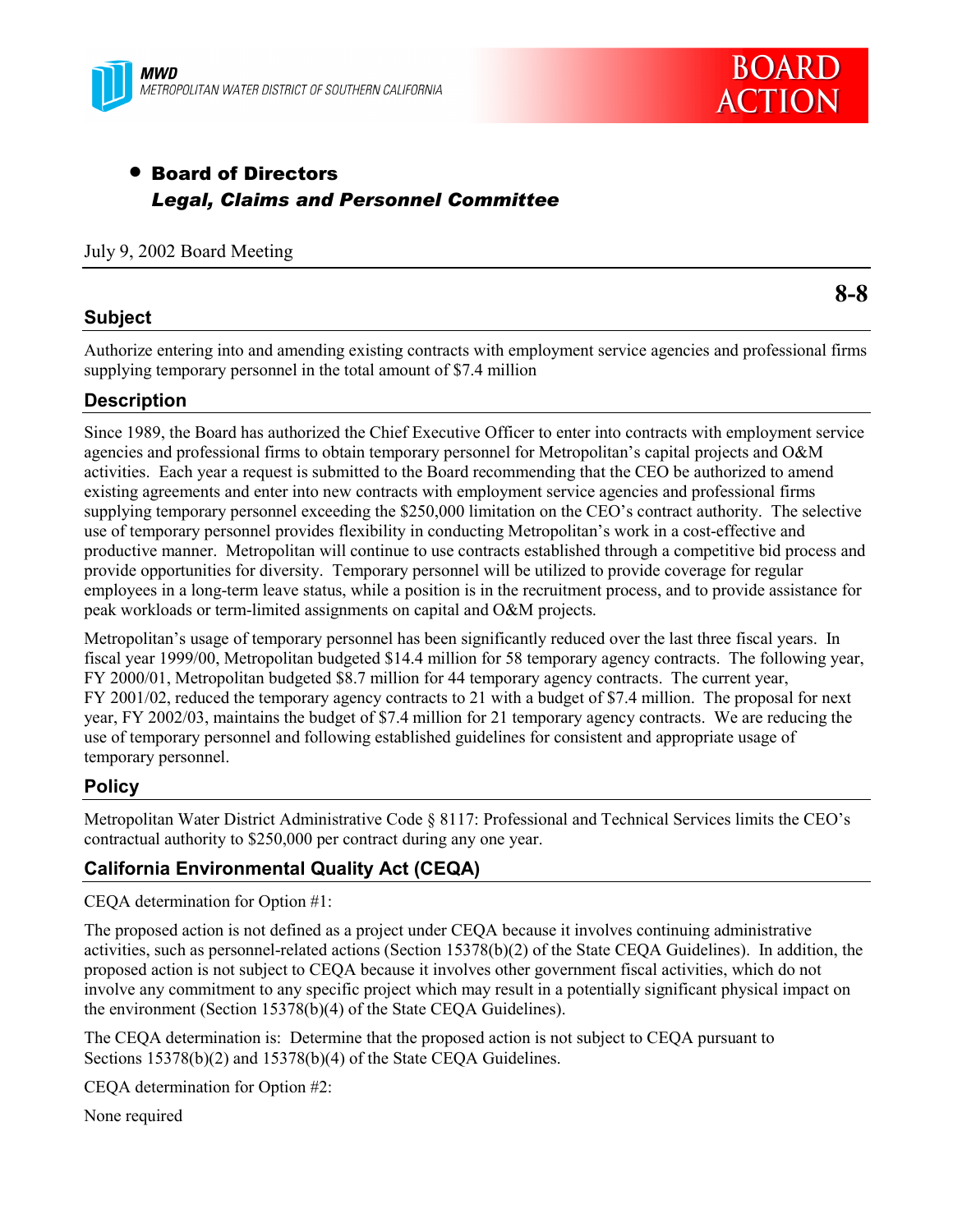MWD
METROPOLITAN WATER DISTRICT OF SOUTHERN CALIFORNIA

**BOARD ACTION**

- **Board of Directors**
  ***Legal, Claims and Personnel Committee***

July 9, 2002 Board Meeting

**8-8**

## Subject

Authorize entering into and amending existing contracts with employment service agencies and professional firms supplying temporary personnel in the total amount of $7.4 million

## Description

Since 1989, the Board has authorized the Chief Executive Officer to enter into contracts with employment service agencies and professional firms to obtain temporary personnel for Metropolitan's capital projects and O&M activities. Each year a request is submitted to the Board recommending that the CEO be authorized to amend existing agreements and enter into new contracts with employment service agencies and professional firms supplying temporary personnel exceeding the $250,000 limitation on the CEO's contract authority. The selective use of temporary personnel provides flexibility in conducting Metropolitan's work in a cost-effective and productive manner. Metropolitan will continue to use contracts established through a competitive bid process and provide opportunities for diversity. Temporary personnel will be utilized to provide coverage for regular employees in a long-term leave status, while a position is in the recruitment process, and to provide assistance for peak workloads or term-limited assignments on capital and O&M projects.

Metropolitan's usage of temporary personnel has been significantly reduced over the last three fiscal years. In fiscal year 1999/00, Metropolitan budgeted $14.4 million for 58 temporary agency contracts. The following year, FY 2000/01, Metropolitan budgeted $8.7 million for 44 temporary agency contracts. The current year, FY 2001/02, reduced the temporary agency contracts to 21 with a budget of $7.4 million. The proposal for next year, FY 2002/03, maintains the budget of $7.4 million for 21 temporary agency contracts. We are reducing the use of temporary personnel and following established guidelines for consistent and appropriate usage of temporary personnel.

## Policy

Metropolitan Water District Administrative Code § 8117: Professional and Technical Services limits the CEO's contractual authority to $250,000 per contract during any one year.

## California Environmental Quality Act (CEQA)

CEQA determination for Option #1:

The proposed action is not defined as a project under CEQA because it involves continuing administrative activities, such as personnel-related actions (Section 15378(b)(2) of the State CEQA Guidelines). In addition, the proposed action is not subject to CEQA because it involves other government fiscal activities, which do not involve any commitment to any specific project which may result in a potentially significant physical impact on the environment (Section 15378(b)(4) of the State CEQA Guidelines).

The CEQA determination is: Determine that the proposed action is not subject to CEQA pursuant to Sections 15378(b)(2) and 15378(b)(4) of the State CEQA Guidelines.

CEQA determination for Option #2:

None required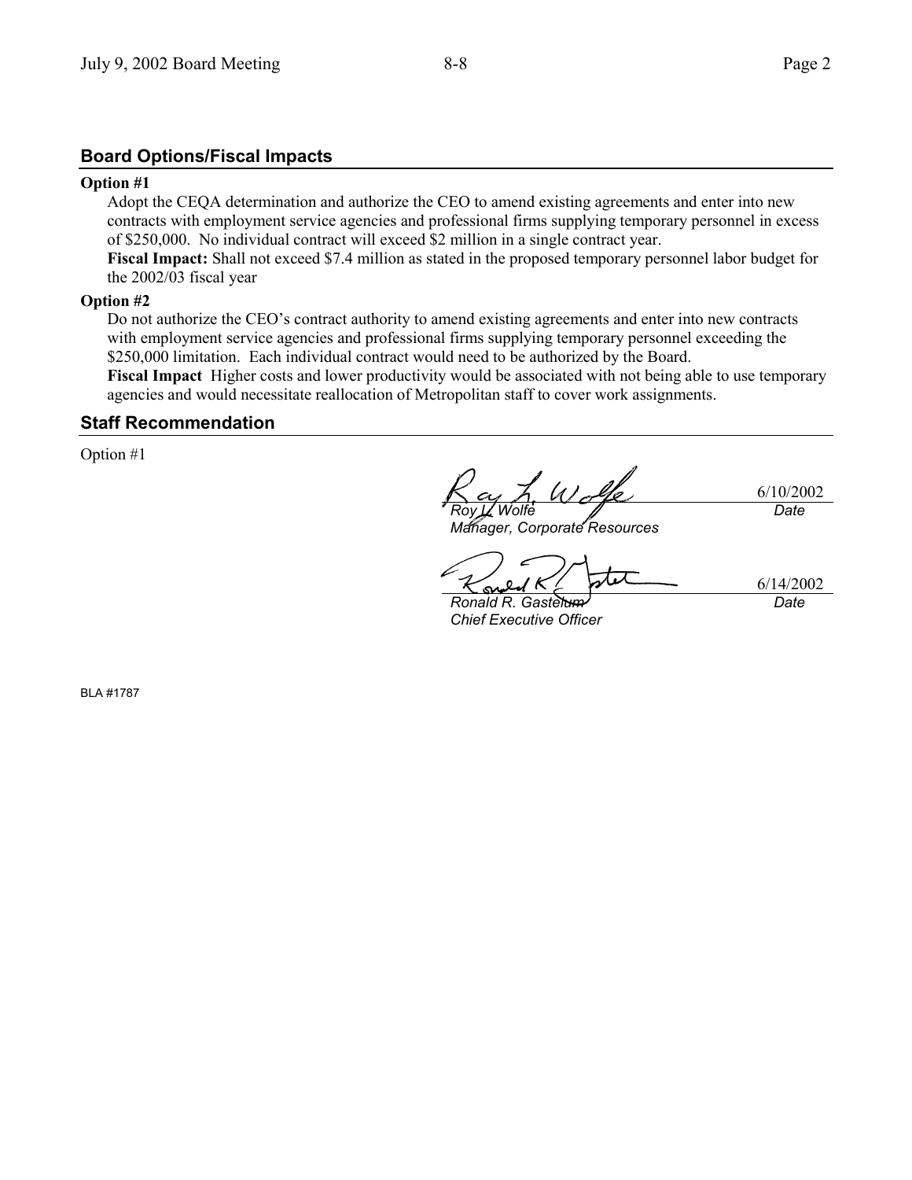## Board Options/Fiscal Impacts

**Option #1**

Adopt the CEQA determination and authorize the CEO to amend existing agreements and enter into new contracts with employment service agencies and professional firms supplying temporary personnel in excess of $250,000. No individual contract will exceed $2 million in a single contract year.

**Fiscal Impact:** Shall not exceed $7.4 million as stated in the proposed temporary personnel labor budget for the 2002/03 fiscal year

**Option #2**

Do not authorize the CEO's contract authority to amend existing agreements and enter into new contracts with employment service agencies and professional firms supplying temporary personnel exceeding the $250,000 limitation. Each individual contract would need to be authorized by the Board.

**Fiscal Impact** Higher costs and lower productivity would be associated with not being able to use temporary agencies and would necessitate reallocation of Metropolitan staff to cover work assignments.

## Staff Recommendation

Option #1

*Roy L. Wolfe* — 6/10/2002
*Manager, Corporate Resources* — *Date*

*Ronald R. Gastelum* — 6/14/2002
*Chief Executive Officer* — *Date*

BLA #1787